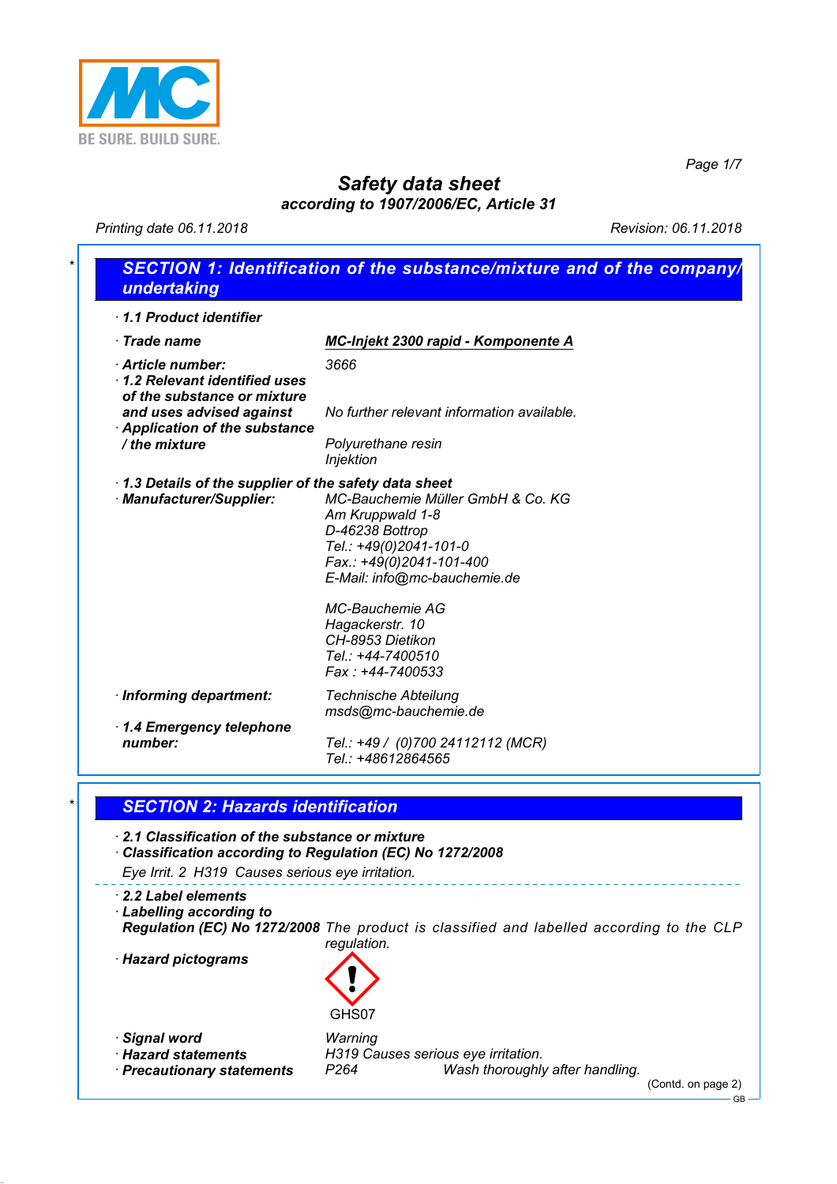BE SURE. BUILD SURE.

# Safety data sheet

**according to 1907/2006/EC, Article 31**

Printing date 06.11.2018 Revision: 06.11.2018

## * SECTION 1: Identification of the substance/mixture and of the company/undertaking

· **1.1 Product identifier**

· **Trade name** <u>**MC-Injekt 2300 rapid - Komponente A**</u>

· **Article number:** 3666

· **1.2 Relevant identified uses of the substance or mixture and uses advised against** No further relevant information available.

· **Application of the substance / the mixture** Polyurethane resin
Injektion

· **1.3 Details of the supplier of the safety data sheet**

· **Manufacturer/Supplier:**
MC-Bauchemie Müller GmbH & Co. KG
Am Kruppwald 1-8
D-46238 Bottrop
Tel.: +49(0)2041-101-0
Fax.: +49(0)2041-101-400
E-Mail: info@mc-bauchemie.de

MC-Bauchemie AG
Hagackerstr. 10
CH-8953 Dietikon
Tel.: +44-7400510
Fax : +44-7400533

· **Informing department:** Technische Abteilung
msds@mc-bauchemie.de

· **1.4 Emergency telephone number:** Tel.: +49 / (0)700 24112112 (MCR)
Tel.: +48612864565

## * SECTION 2: Hazards identification

· **2.1 Classification of the substance or mixture**

· **Classification according to Regulation (EC) No 1272/2008**

Eye Irrit. 2 H319 Causes serious eye irritation.

· **2.2 Label elements**

· **Labelling according to Regulation (EC) No 1272/2008** The product is classified and labelled according to the CLP regulation.

· **Hazard pictograms**

GHS07

· **Signal word** Warning

· **Hazard statements** H319 Causes serious eye irritation.

· **Precautionary statements** P264 Wash thoroughly after handling.

(Contd. on page 2)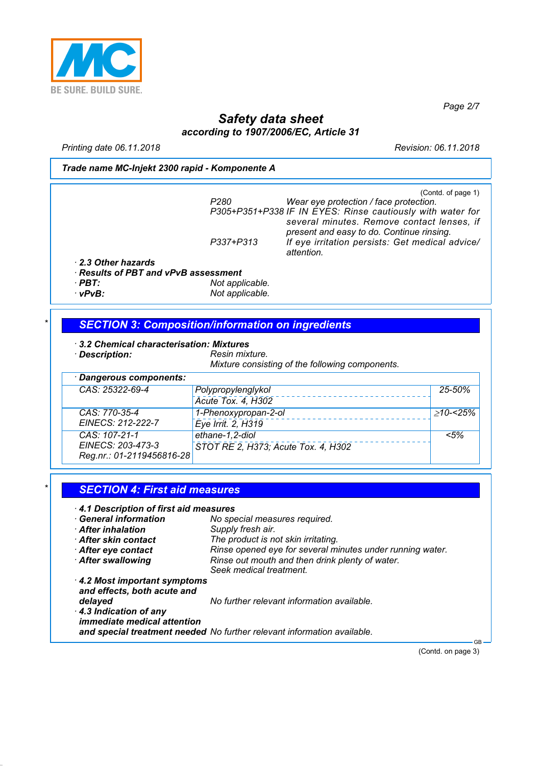**Safety data sheet**
**according to 1907/2006/EC, Article 31**

Printing date 06.11.2018 Revision: 06.11.2018

**Trade name MC-Injekt 2300 rapid - Komponente A**

(Contd. of page 1)

| | |
|---|---|
| P280 | Wear eye protection / face protection. |
| P305+P351+P338 | IF IN EYES: Rinse cautiously with water for several minutes. Remove contact lenses, if present and easy to do. Continue rinsing. |
| P337+P313 | If eye irritation persists: Get medical advice/ attention. |

· **2.3 Other hazards**
· **Results of PBT and vPvB assessment**
· **PBT:** Not applicable.
· **vPvB:** Not applicable.

## SECTION 3: Composition/information on ingredients

· **3.2 Chemical characterisation: Mixtures**
· **Description:** Resin mixture.
Mixture consisting of the following components.

· **Dangerous components:**

| | | |
|---|---|---|
| CAS: 25322-69-4 | Polypropylenglykol<br>Acute Tox. 4, H302 | 25-50% |
| CAS: 770-35-4<br>EINECS: 212-222-7 | 1-Phenoxypropan-2-ol<br>Eye Irrit. 2, H319 | ≥10-<25% |
| CAS: 107-21-1<br>EINECS: 203-473-3<br>Reg.nr.: 01-2119456816-28 | ethane-1,2-diol<br>STOT RE 2, H373; Acute Tox. 4, H302 | <5% |

## SECTION 4: First aid measures

· **4.1 Description of first aid measures**
· **General information** No special measures required.
· **After inhalation** Supply fresh air.
· **After skin contact** The product is not skin irritating.
· **After eye contact** Rinse opened eye for several minutes under running water.
· **After swallowing** Rinse out mouth and then drink plenty of water.
Seek medical treatment.
· **4.2 Most important symptoms and effects, both acute and delayed** No further relevant information available.
· **4.3 Indication of any immediate medical attention and special treatment needed** No further relevant information available.

(Contd. on page 3)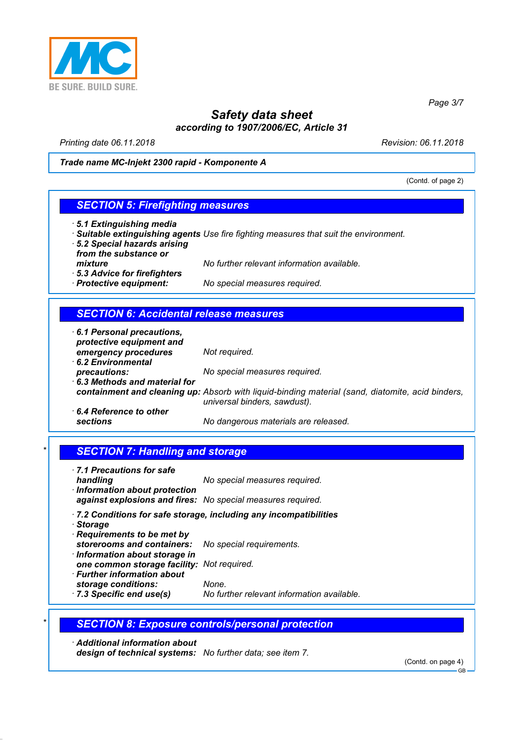**Trade name MC-Injekt 2300 rapid - Komponente A**

(Contd. of page 2)

## SECTION 5: Firefighting measures

· **5.1 Extinguishing media**
· **Suitable extinguishing agents** Use fire fighting measures that suit the environment.
· **5.2 Special hazards arising from the substance or mixture** No further relevant information available.
· **5.3 Advice for firefighters**
· **Protective equipment:** No special measures required.

## SECTION 6: Accidental release measures

· **6.1 Personal precautions, protective equipment and emergency procedures** Not required.
· **6.2 Environmental precautions:** No special measures required.
· **6.3 Methods and material for containment and cleaning up:** Absorb with liquid-binding material (sand, diatomite, acid binders, universal binders, sawdust).
· **6.4 Reference to other sections** No dangerous materials are released.

\* 

## SECTION 7: Handling and storage

· **7.1 Precautions for safe handling** No special measures required.
· **Information about protection against explosions and fires:** No special measures required.

· **7.2 Conditions for safe storage, including any incompatibilities**
· **Storage**
· **Requirements to be met by storerooms and containers:** No special requirements.
· **Information about storage in one common storage facility:** Not required.
· **Further information about storage conditions:** None.
· **7.3 Specific end use(s)** No further relevant information available.

\* 

## SECTION 8: Exposure controls/personal protection

· **Additional information about design of technical systems:** No further data; see item 7.

(Contd. on page 4)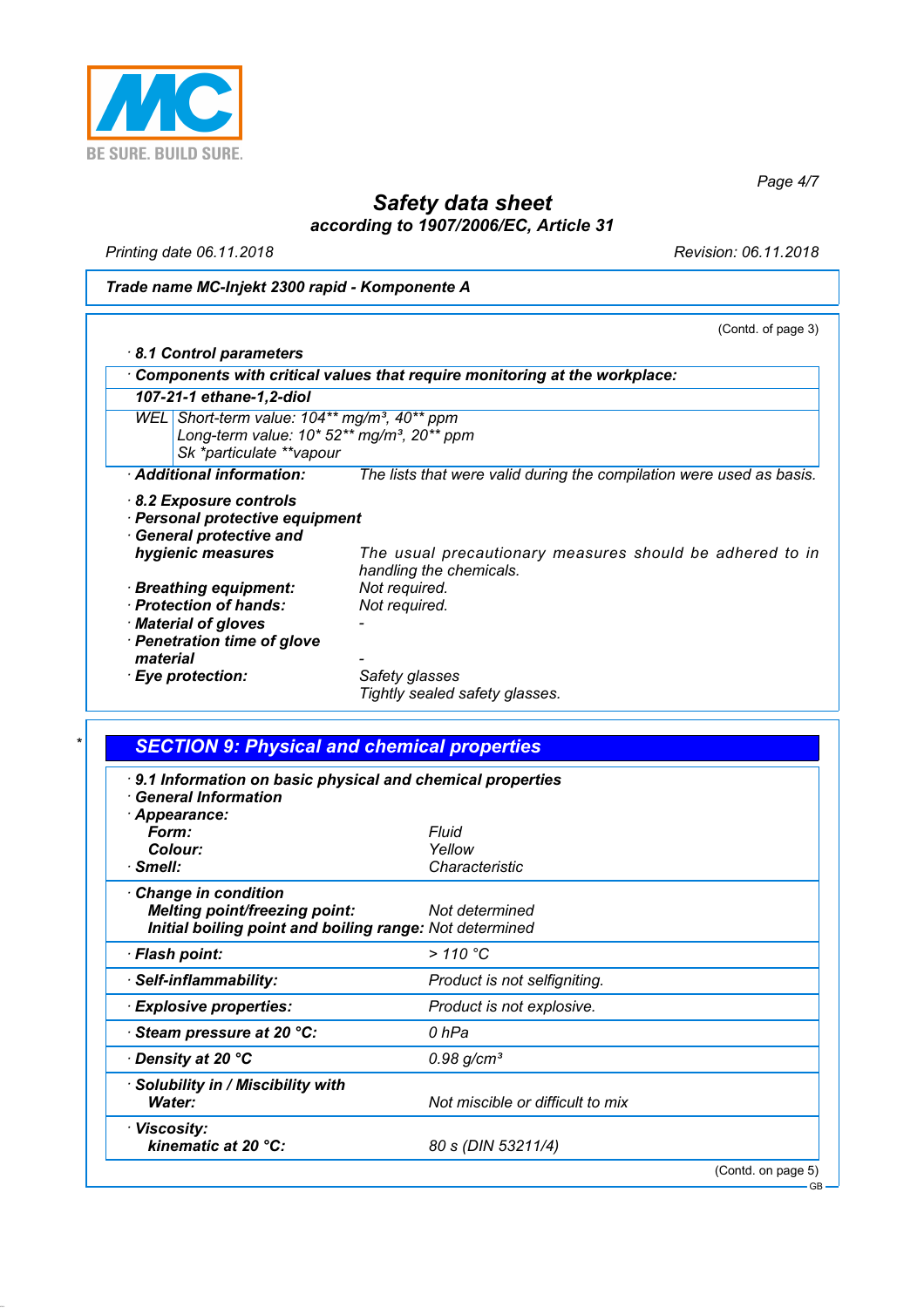**Safety data sheet**
**according to 1907/2006/EC, Article 31**

Printing date 06.11.2018 | Revision: 06.11.2018

**Trade name MC-Injekt 2300 rapid - Komponente A**

(Contd. of page 3)

· **8.1 Control parameters**

· **Components with critical values that require monitoring at the workplace:**

| **107-21-1 ethane-1,2-diol** | |
|---|---|
| WEL | Short-term value: 104** mg/m³, 40** ppm<br>Long-term value: 10* 52** mg/m³, 20** ppm<br>Sk *particulate **vapour |

· **Additional information:** The lists that were valid during the compilation were used as basis.

· **8.2 Exposure controls**
· **Personal protective equipment**
· **General protective and hygienic measures** The usual precautionary measures should be adhered to in handling the chemicals.
· **Breathing equipment:** Not required.
· **Protection of hands:** Not required.
· **Material of gloves** -
· **Penetration time of glove material** -
· **Eye protection:** Safety glasses
Tightly sealed safety glasses.

\*

## SECTION 9: Physical and chemical properties

· **9.1 Information on basic physical and chemical properties**
· **General Information**
· **Appearance:**

| | |
|---|---|
| **Form:** | Fluid |
| **Colour:** | Yellow |
| · **Smell:** | Characteristic |
| · **Change in condition** | |
| **Melting point/freezing point:** | Not determined |
| **Initial boiling point and boiling range:** | Not determined |
| · **Flash point:** | > 110 °C |
| · **Self-inflammability:** | Product is not selfigniting. |
| · **Explosive properties:** | Product is not explosive. |
| · **Steam pressure at 20 °C:** | 0 hPa |
| · **Density at 20 °C** | 0.98 g/cm³ |
| · **Solubility in / Miscibility with** | |
| **Water:** | Not miscible or difficult to mix |
| · **Viscosity:** | |
| **kinematic at 20 °C:** | 80 s (DIN 53211/4) |

(Contd. on page 5)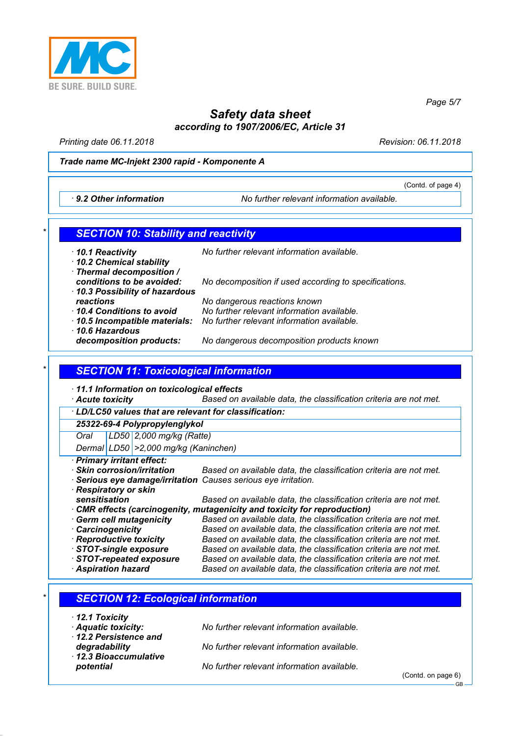**Safety data sheet**
**according to 1907/2006/EC, Article 31**

Printing date 06.11.2018 | Revision: 06.11.2018

**Trade name MC-Injekt 2300 rapid - Komponente A**

(Contd. of page 4)

· **9.2 Other information** No further relevant information available.

## SECTION 10: Stability and reactivity

· **10.1 Reactivity** No further relevant information available.
· **10.2 Chemical stability**
· **Thermal decomposition / conditions to be avoided:** No decomposition if used according to specifications.
· **10.3 Possibility of hazardous reactions** No dangerous reactions known
· **10.4 Conditions to avoid** No further relevant information available.
· **10.5 Incompatible materials:** No further relevant information available.
· **10.6 Hazardous decomposition products:** No dangerous decomposition products known

## SECTION 11: Toxicological information

· **11.1 Information on toxicological effects**
· **Acute toxicity** Based on available data, the classification criteria are not met.

| · **LD/LC50 values that are relevant for classification:** | | |
|---|---|---|
| **25322-69-4 Polypropylenglykol** | | |
| Oral | LD50 | 2,000 mg/kg (Ratte) |
| Dermal | LD50 | >2,000 mg/kg (Kaninchen) |

· **Primary irritant effect:**
· **Skin corrosion/irritation** Based on available data, the classification criteria are not met.
· **Serious eye damage/irritation** Causes serious eye irritation.
· **Respiratory or skin sensitisation** Based on available data, the classification criteria are not met.
· **CMR effects (carcinogenity, mutagenicity and toxicity for reproduction)**
· **Germ cell mutagenicity** Based on available data, the classification criteria are not met.
· **Carcinogenicity** Based on available data, the classification criteria are not met.
· **Reproductive toxicity** Based on available data, the classification criteria are not met.
· **STOT-single exposure** Based on available data, the classification criteria are not met.
· **STOT-repeated exposure** Based on available data, the classification criteria are not met.
· **Aspiration hazard** Based on available data, the classification criteria are not met.

## SECTION 12: Ecological information

· **12.1 Toxicity**
· **Aquatic toxicity:** No further relevant information available.
· **12.2 Persistence and degradability** No further relevant information available.
· **12.3 Bioaccumulative potential** No further relevant information available.

(Contd. on page 6)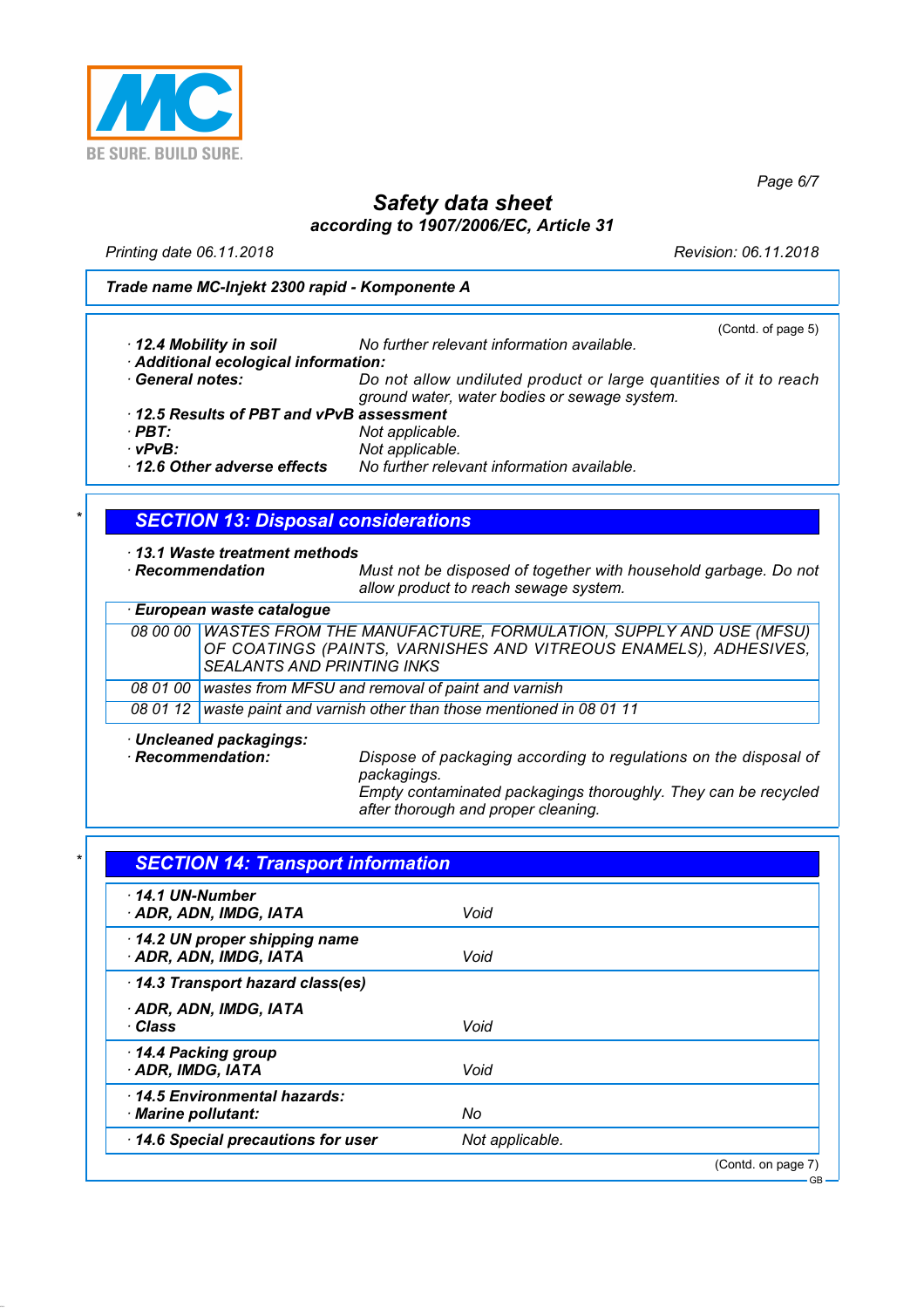Trade name MC-Injekt 2300 rapid - Komponente A

(Contd. of page 5)

- **12.4 Mobility in soil** No further relevant information available.
- **Additional ecological information:**
- **General notes:** Do not allow undiluted product or large quantities of it to reach ground water, water bodies or sewage system.
- **12.5 Results of PBT and vPvB assessment**
- **PBT:** Not applicable.
- **vPvB:** Not applicable.
- **12.6 Other adverse effects** No further relevant information available.

## SECTION 13: Disposal considerations

- **13.1 Waste treatment methods**
- **Recommendation** Must not be disposed of together with household garbage. Do not allow product to reach sewage system.

| European waste catalogue | |
|---|---|
| 08 00 00 | WASTES FROM THE MANUFACTURE, FORMULATION, SUPPLY AND USE (MFSU) OF COATINGS (PAINTS, VARNISHES AND VITREOUS ENAMELS), ADHESIVES, SEALANTS AND PRINTING INKS |
| 08 01 00 | wastes from MFSU and removal of paint and varnish |
| 08 01 12 | waste paint and varnish other than those mentioned in 08 01 11 |

- **Uncleaned packagings:**
- **Recommendation:** Dispose of packaging according to regulations on the disposal of packagings.
Empty contaminated packagings thoroughly. They can be recycled after thorough and proper cleaning.

## SECTION 14: Transport information

| | |
|---|---|
| **14.1 UN-Number** | |
| **ADR, ADN, IMDG, IATA** | Void |
| **14.2 UN proper shipping name** | |
| **ADR, ADN, IMDG, IATA** | Void |
| **14.3 Transport hazard class(es)** | |
| **ADR, ADN, IMDG, IATA** | |
| **Class** | Void |
| **14.4 Packing group** | |
| **ADR, IMDG, IATA** | Void |
| **14.5 Environmental hazards:** | |
| **Marine pollutant:** | No |
| **14.6 Special precautions for user** | Not applicable. |

(Contd. on page 7)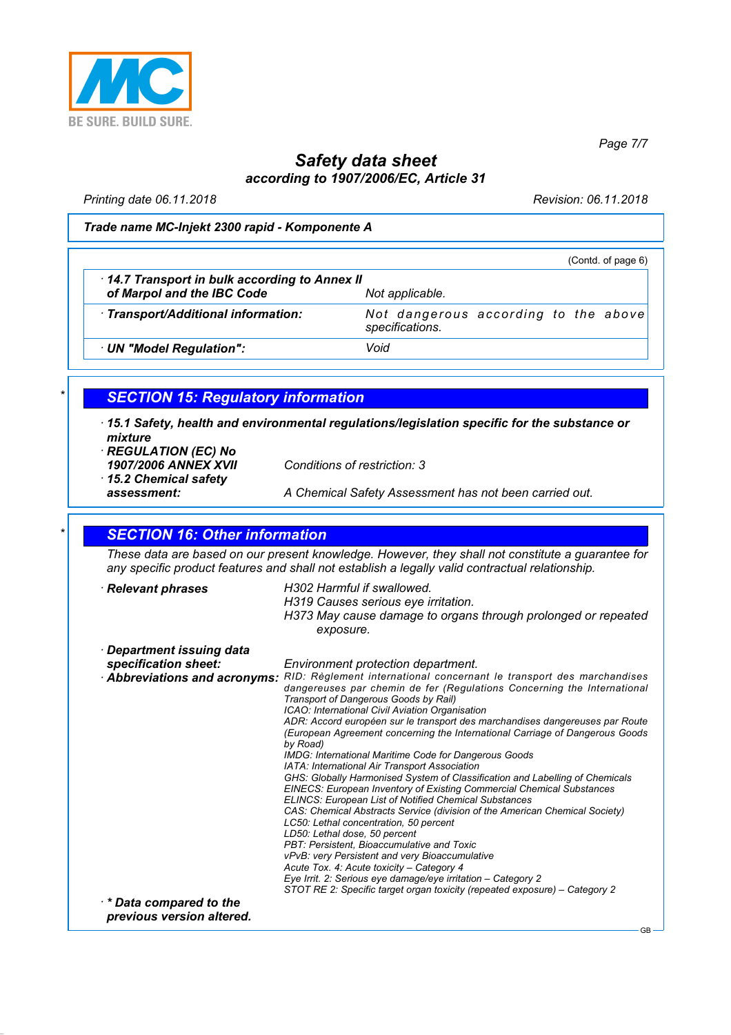**Safety data sheet**
**according to 1907/2006/EC, Article 31**

Printing date 06.11.2018 Revision: 06.11.2018

**Trade name MC-Injekt 2300 rapid - Komponente A**

(Contd. of page 6)

| | |
|---|---|
| · **14.7 Transport in bulk according to Annex II of Marpol and the IBC Code** | Not applicable. |
| · **Transport/Additional information:** | Not dangerous according to the above specifications. |
| · **UN "Model Regulation":** | Void |

## * SECTION 15: Regulatory information

· **15.1 Safety, health and environmental regulations/legislation specific for the substance or mixture**

· **REGULATION (EC) No 1907/2006 ANNEX XVII** Conditions of restriction: 3

· **15.2 Chemical safety assessment:** A Chemical Safety Assessment has not been carried out.

## * SECTION 16: Other information

*These data are based on our present knowledge. However, they shall not constitute a guarantee for any specific product features and shall not establish a legally valid contractual relationship.*

· **Relevant phrases**
H302 Harmful if swallowed.
H319 Causes serious eye irritation.
H373 May cause damage to organs through prolonged or repeated exposure.

· **Department issuing data specification sheet:** Environment protection department.

· **Abbreviations and acronyms:**
RID: Règlement international concernant le transport des marchandises dangereuses par chemin de fer (Regulations Concerning the International Transport of Dangerous Goods by Rail)
ICAO: International Civil Aviation Organisation
ADR: Accord européen sur le transport des marchandises dangereuses par Route (European Agreement concerning the International Carriage of Dangerous Goods by Road)
IMDG: International Maritime Code for Dangerous Goods
IATA: International Air Transport Association
GHS: Globally Harmonised System of Classification and Labelling of Chemicals
EINECS: European Inventory of Existing Commercial Chemical Substances
ELINCS: European List of Notified Chemical Substances
CAS: Chemical Abstracts Service (division of the American Chemical Society)
LC50: Lethal concentration, 50 percent
LD50: Lethal dose, 50 percent
PBT: Persistent, Bioaccumulative and Toxic
vPvB: very Persistent and very Bioaccumulative
Acute Tox. 4: Acute toxicity – Category 4
Eye Irrit. 2: Serious eye damage/eye irritation – Category 2
STOT RE 2: Specific target organ toxicity (repeated exposure) – Category 2

· **\* Data compared to the previous version altered.**